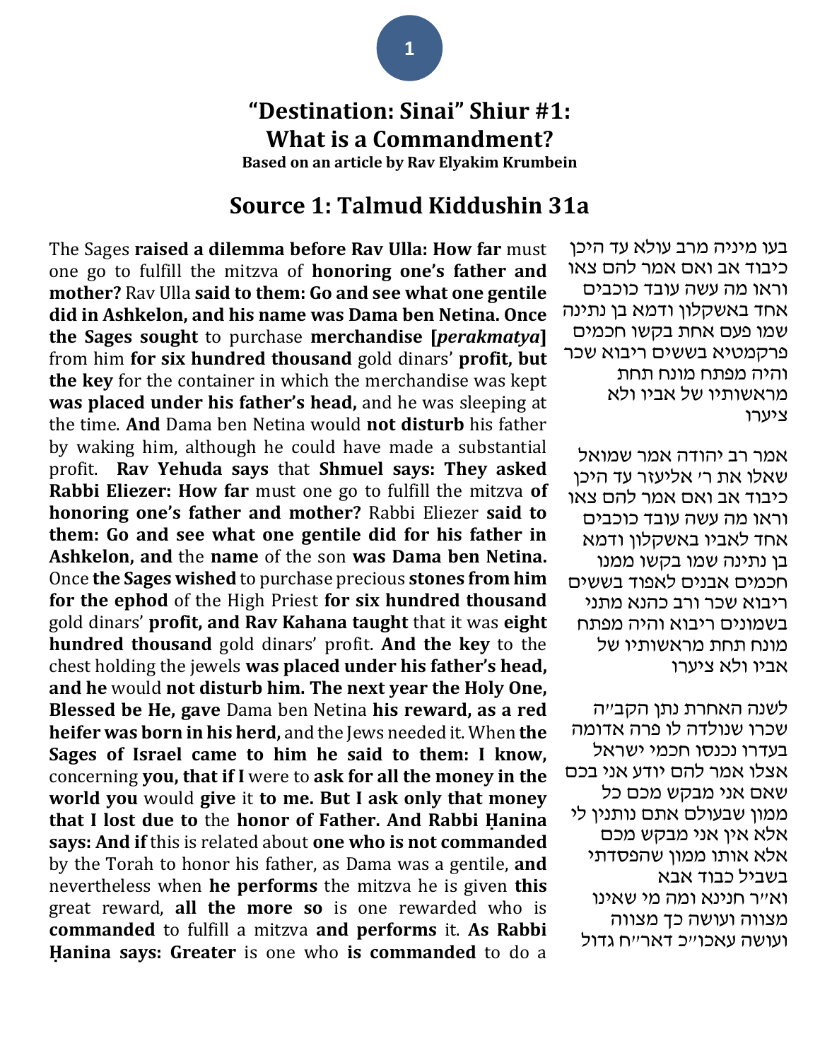# "Destination: Sinai" Shiur #1: What is a Commandment?

**Based on an article by Rav Elyakim Krumbein**

## Source 1: Talmud Kiddushin 31a

The Sages **raised a dilemma before Rav Ulla: How far** must one go to fulfill the mitzva of **honoring one's father and mother?** Rav Ulla **said to them: Go and see what one gentile did in Ashkelon, and his name was Dama ben Netina. Once the Sages sought** to purchase **merchandise [*perakmatya*]** from him **for six hundred thousand** gold dinars' **profit, but the key** for the container in which the merchandise was kept **was placed under his father's head,** and he was sleeping at the time. **And** Dama ben Netina would **not disturb** his father by waking him, although he could have made a substantial profit. **Rav Yehuda says** that **Shmuel says: They asked Rabbi Eliezer: How far** must one go to fulfill the mitzva **of honoring one's father and mother?** Rabbi Eliezer **said to them: Go and see what one gentile did for his father in Ashkelon, and** the **name** of the son **was Dama ben Netina.** Once **the Sages wished** to purchase precious **stones from him for the ephod** of the High Priest **for six hundred thousand** gold dinars' **profit, and Rav Kahana taught** that it was **eight hundred thousand** gold dinars' profit. **And the key** to the chest holding the jewels **was placed under his father's head, and he** would **not disturb him. The next year the Holy One, Blessed be He, gave** Dama ben Netina **his reward, as a red heifer was born in his herd,** and the Jews needed it. When **the Sages of Israel came to him he said to them: I know,** concerning **you, that if I** were to **ask for all the money in the world you** would **give** it **to me. But I ask only that money that I lost due to** the **honor of Father. And Rabbi Ḥanina says: And if** this is related about **one who is not commanded** by the Torah to honor his father, as Dama was a gentile, **and** nevertheless when **he performs** the mitzva he is given **this** great reward, **all the more so** is one rewarded who is **commanded** to fulfill a mitzva **and performs** it. **As Rabbi Ḥanina says: Greater** is one who **is commanded** to do a

בעו מיניה מרב עולא עד היכן כיבוד אב ואם אמר להם צאו וראו מה עשה עובד כוכבים אחד באשקלון ודמא בן נתינה שמו פעם אחת בקשו חכמים פרקמטיא בששים ריבוא שכר והיה מפתח מונח תחת מראשותיו של אביו ולא ציערו

אמר רב יהודה אמר שמואל שאלו את ר׳ אליעזר עד היכן כיבוד אב ואם אמר להם צאו וראו מה עשה עובד כוכבים אחד לאביו באשקלון ודמא בן נתינה שמו בקשו ממנו חכמים אבנים לאפוד בששים ריבוא שכר ורב כהנא מתני בשמונים ריבוא והיה מפתח מונח תחת מראשותיו של אביו ולא ציערו

לשנה האחרת נתן הקב״ה שכרו שנולדה לו פרה אדומה בעדרו נכנסו חכמי ישראל אצלו אמר להם יודע אני בכם שאם אני מבקש מכם כל ממון שבעולם אתם נותנין לי אלא אין אני מבקש מכם אלא אותו ממון שהפסדתי בשביל כבוד אבא וא״ר חנינא ומה מי שאינו מצווה ועושה כך מצווה ועושה עאכו״כ דאר״ח גדול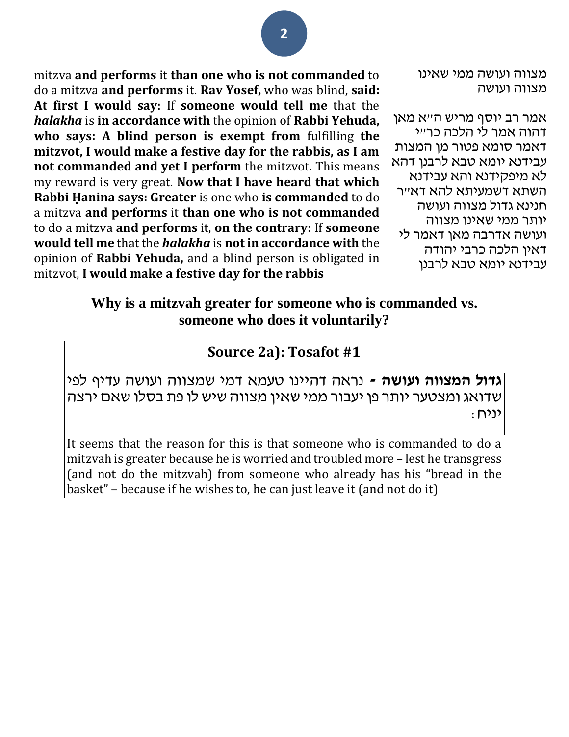מצווה ועושה ממי שאינו מצווה ועושה

אמר רב יוסף מריש ה"א מאן דהוה אמר לי הלכה כר"י דאמר סומא פטור מן המצות עבידנא יומא טבא לרבנן דהא לא מיפקידנא והא עבידנא השתא דשמעיתא להא דא"ר חנינא גדול מצווה ועושה יותר ממי שאינו מצווה ועושה אדרבה מאן דאמר לי דאין הלכה כרבי יהודה עבידנא יומא טבא לרבנן

mitzva **and performs** it **than one who is not commanded** to do a mitzva **and performs** it. **Rav Yosef,** who was blind, **said: At first I would say:** If **someone would tell me** that the ***halakha*** is **in accordance with** the opinion of **Rabbi Yehuda, who says: A blind person is exempt from** fulfilling **the mitzvot, I would make a festive day for the rabbis, as I am not commanded and yet I perform** the mitzvot. This means my reward is very great. **Now that I have heard that which Rabbi Ḥanina says: Greater** is one who **is commanded** to do a mitzva **and performs** it **than one who is not commanded** to do a mitzva **and performs** it, **on the contrary:** If **someone would tell me** that the ***halakha*** is **not in accordance with** the opinion of **Rabbi Yehuda,** and a blind person is obligated in mitzvot, **I would make a festive day for the rabbis**

**Why is a mitzvah greater for someone who is commanded vs. someone who does it voluntarily?**

## Source 2a): Tosafot #1

**גדול המצווה ועושה -** נראה דהיינו טעמא דמי שמצווה ועושה עדיף לפי שדואג ומצטער יותר פן יעבור ממי שאין מצווה שיש לו פת בסלו שאם ירצה יניח:

It seems that the reason for this is that someone who is commanded to do a mitzvah is greater because he is worried and troubled more – lest he transgress (and not do the mitzvah) from someone who already has his "bread in the basket" – because if he wishes to, he can just leave it (and not do it)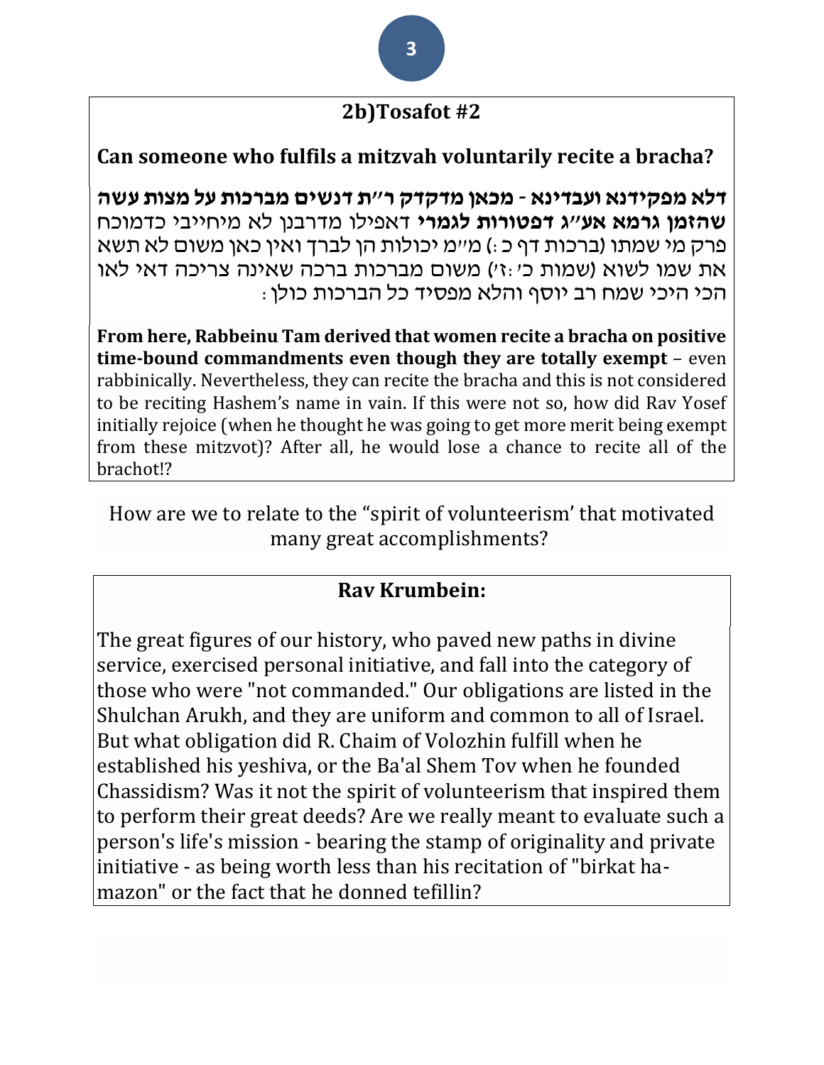## 2b)Tosafot #2

**Can someone who fulfils a mitzvah voluntarily recite a bracha?**

**דלא מפקידנא ועבדינא - מכאן מדקדק ר"ת דנשים מברכות על מצות עשה שהזמן גרמא אע"ג דפטורות לגמרי** דאפילו מדרבנן לא מיחייבי כדמוכח פרק מי שמתו (ברכות דף כ:) מ"מ יכולות הן לברך ואין כאן משום לא תשא את שמו לשוא (שמות כ׳:ז׳) משום מברכות ברכה שאינה צריכה דאי לאו הכי היכי שמח רב יוסף והלא מפסיד כל הברכות כולן:

**From here, Rabbeinu Tam derived that women recite a bracha on positive time-bound commandments even though they are totally exempt** – even rabbinically. Nevertheless, they can recite the bracha and this is not considered to be reciting Hashem's name in vain. If this were not so, how did Rav Yosef initially rejoice (when he thought he was going to get more merit being exempt from these mitzvot)? After all, he would lose a chance to recite all of the brachot!?

How are we to relate to the "spirit of volunteerism' that motivated many great accomplishments?

### Rav Krumbein:

The great figures of our history, who paved new paths in divine service, exercised personal initiative, and fall into the category of those who were "not commanded." Our obligations are listed in the Shulchan Arukh, and they are uniform and common to all of Israel. But what obligation did R. Chaim of Volozhin fulfill when he established his yeshiva, or the Ba'al Shem Tov when he founded Chassidism? Was it not the spirit of volunteerism that inspired them to perform their great deeds? Are we really meant to evaluate such a person's life's mission - bearing the stamp of originality and private initiative - as being worth less than his recitation of "birkat ha-mazon" or the fact that he donned tefillin?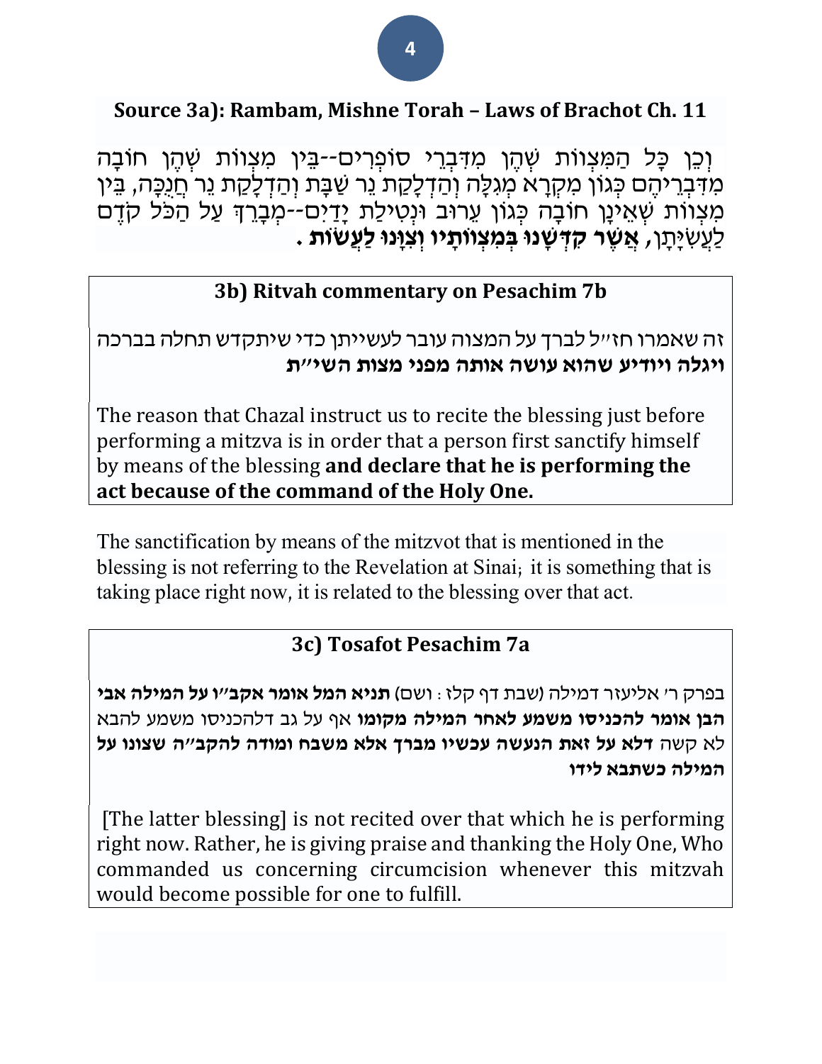**Source 3a): Rambam, Mishne Torah – Laws of Brachot Ch. 11**

וְכֵן כָּל הַמִּצְוֹת שֶׁהֶן מִדִּבְרֵי סוֹפְרִים--בֵּין מִצְוֹת שֶׁהֶן חוֹבָה מִדִּבְרֵיהֶם כְּגוֹן מִקְרָא מְגִלָּה וְהַדְלָקַת נֵר שַׁבָּת וְהַדְלָקַת נֵר חֲנֻכָּה, בֵּין מִצְוֹת שֶׁאֵינָן חוֹבָה כְּגוֹן עֵרוּב וּנְטִילַת יָדַיִם--מְבָרֵךְ עַל הַכֹּל קֹדֶם לַעֲשִׂיָּתָן, **אֲשֶׁר קִדְּשָׁנוּ בְּמִצְוֹתָיו וְצִוָּנוּ לַעֲשׂוֹת** .

## 3b) Ritvah commentary on Pesachim 7b

זה שאמרו חז״ל לברך על המצוה עובר לעשייתן כדי שיתקדש תחלה בברכה **ויגלה ויודיע שהוא עושה אותה מפני מצות השי״ת**

The reason that Chazal instruct us to recite the blessing just before performing a mitzva is in order that a person first sanctify himself by means of the blessing **and declare that he is performing the act because of the command of the Holy One.**

The sanctification by means of the mitzvot that is mentioned in the blessing is not referring to the Revelation at Sinai; it is something that is taking place right now, it is related to the blessing over that act.

## 3c) Tosafot Pesachim 7a

בפרק ר׳ אליעזר דמילה (שבת דף קלז: ושם) **תניא המל אומר אקב״ו על המילה אבי הבן אומר להכניסו משמע לאחר המילה מקומו** אף על גב דלהכניסו משמע להבא לא קשה **דלא על זאת הנעשה עכשיו מברך אלא משבח ומודה להקב״ה שצונו על המילה כשתבא לידו**

[The latter blessing] is not recited over that which he is performing right now. Rather, he is giving praise and thanking the Holy One, Who commanded us concerning circumcision whenever this mitzvah would become possible for one to fulfill.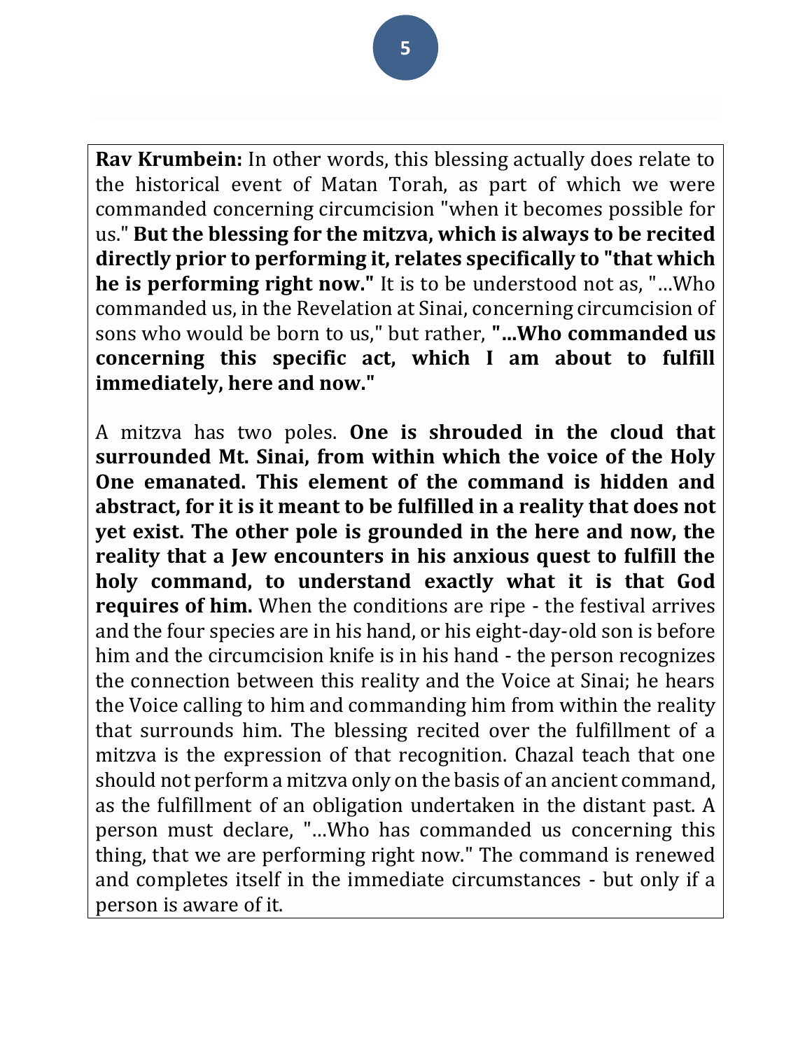**Rav Krumbein:** In other words, this blessing actually does relate to the historical event of Matan Torah, as part of which we were commanded concerning circumcision "when it becomes possible for us." **But the blessing for the mitzva, which is always to be recited directly prior to performing it, relates specifically to "that which he is performing right now."** It is to be understood not as, "...Who commanded us, in the Revelation at Sinai, concerning circumcision of sons who would be born to us," but rather, **"...Who commanded us concerning this specific act, which I am about to fulfill immediately, here and now."**

A mitzva has two poles. **One is shrouded in the cloud that surrounded Mt. Sinai, from within which the voice of the Holy One emanated. This element of the command is hidden and abstract, for it is it meant to be fulfilled in a reality that does not yet exist. The other pole is grounded in the here and now, the reality that a Jew encounters in his anxious quest to fulfill the holy command, to understand exactly what it is that God requires of him.** When the conditions are ripe - the festival arrives and the four species are in his hand, or his eight-day-old son is before him and the circumcision knife is in his hand - the person recognizes the connection between this reality and the Voice at Sinai; he hears the Voice calling to him and commanding him from within the reality that surrounds him. The blessing recited over the fulfillment of a mitzva is the expression of that recognition. Chazal teach that one should not perform a mitzva only on the basis of an ancient command, as the fulfillment of an obligation undertaken in the distant past. A person must declare, "...Who has commanded us concerning this thing, that we are performing right now." The command is renewed and completes itself in the immediate circumstances - but only if a person is aware of it.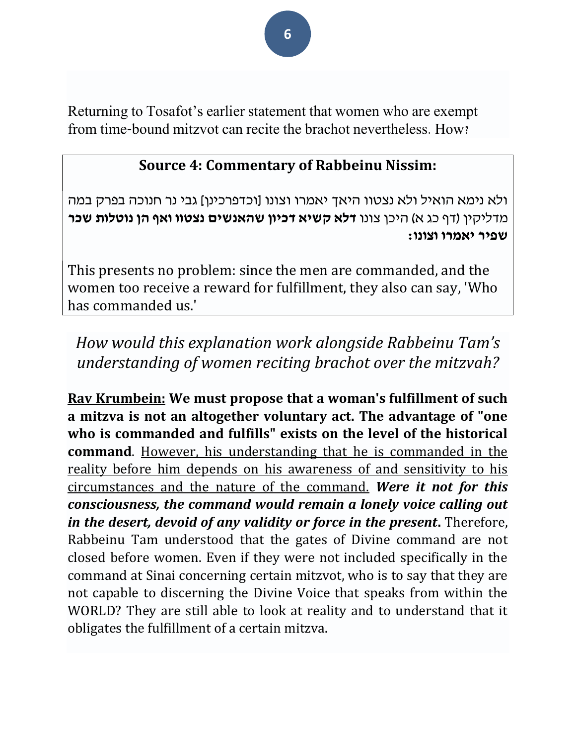Returning to Tosafot's earlier statement that women who are exempt from time-bound mitzvot can recite the brachot nevertheless. How?

### Source 4: Commentary of Rabbeinu Nissim:

ולא נימא הואיל ולא נצטוו היאך יאמרו וצונו [וכדפרכינן] גבי נר חנוכה בפרק במה מדליקין (דף כג א) היכן צונו **דלא קשיא דכיון שהאנשים נצטוו ואף הן נוטלות שכר שפיר יאמרו וצונו:**

This presents no problem: since the men are commanded, and the women too receive a reward for fulfillment, they also can say, 'Who has commanded us.'

*How would this explanation work alongside Rabbeinu Tam's understanding of women reciting brachot over the mitzvah?*

**<u>Rav Krumbein:</u> We must propose that a woman's fulfillment of such a mitzva is not an altogether voluntary act. The advantage of "one who is commanded and fulfills" exists on the level of the historical command**. <u>However, his understanding that he is commanded in the reality before him depends on his awareness of and sensitivity to his circumstances and the nature of the command.</u> ***Were it not for this consciousness, the command would remain a lonely voice calling out in the desert, devoid of any validity or force in the present*.** Therefore, Rabbeinu Tam understood that the gates of Divine command are not closed before women. Even if they were not included specifically in the command at Sinai concerning certain mitzvot, who is to say that they are not capable to discerning the Divine Voice that speaks from within the WORLD? They are still able to look at reality and to understand that it obligates the fulfillment of a certain mitzva.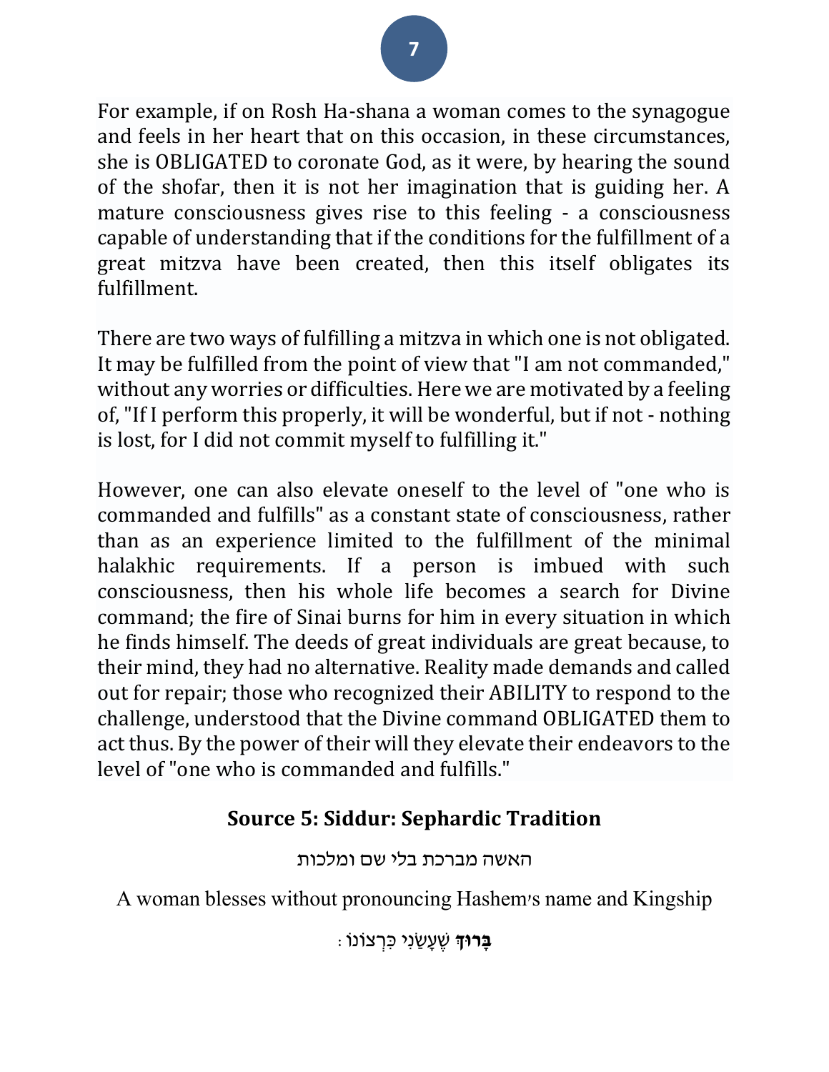For example, if on Rosh Ha-shana a woman comes to the synagogue and feels in her heart that on this occasion, in these circumstances, she is OBLIGATED to coronate God, as it were, by hearing the sound of the shofar, then it is not her imagination that is guiding her. A mature consciousness gives rise to this feeling - a consciousness capable of understanding that if the conditions for the fulfillment of a great mitzva have been created, then this itself obligates its fulfillment.

There are two ways of fulfilling a mitzva in which one is not obligated. It may be fulfilled from the point of view that "I am not commanded," without any worries or difficulties. Here we are motivated by a feeling of, "If I perform this properly, it will be wonderful, but if not - nothing is lost, for I did not commit myself to fulfilling it."

However, one can also elevate oneself to the level of "one who is commanded and fulfills" as a constant state of consciousness, rather than as an experience limited to the fulfillment of the minimal halakhic requirements. If a person is imbued with such consciousness, then his whole life becomes a search for Divine command; the fire of Sinai burns for him in every situation in which he finds himself. The deeds of great individuals are great because, to their mind, they had no alternative. Reality made demands and called out for repair; those who recognized their ABILITY to respond to the challenge, understood that the Divine command OBLIGATED them to act thus. By the power of their will they elevate their endeavors to the level of "one who is commanded and fulfills."

### Source 5: Siddur: Sephardic Tradition

האשה מברכת בלי שם ומלכות

A woman blesses without pronouncing Hashem's name and Kingship

**בָּרוּךְ** שֶׁעָשַׂנִי כִּרְצוֹנוֹ: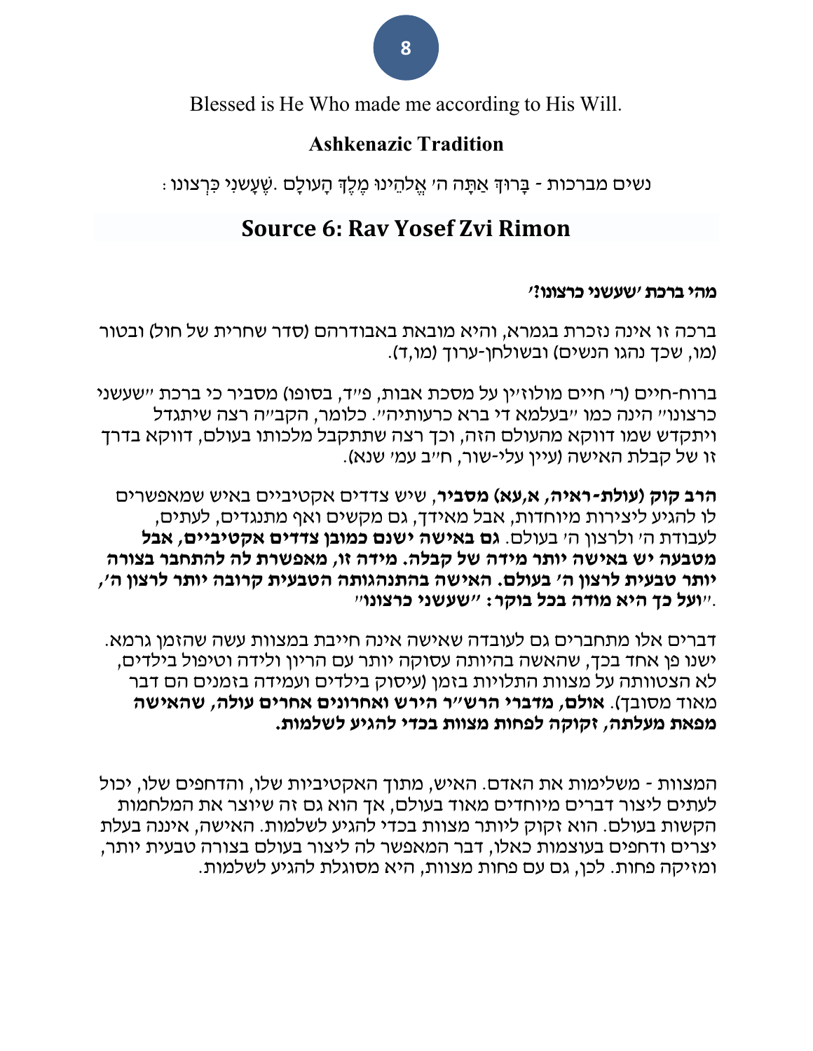Blessed is He Who made me according to His Will.

**Ashkenazic Tradition**

נשים מברכות - בָּרוּךְ אַתָּה ה' אֱלֹהֵינוּ מֶלֶךְ הָעוֹלָם .שֶׁעָשַׂנִי כִּרְצונו :

## Source 6: Rav Yosef Zvi Rimon

**מהי ברכת 'שעשני כרצונו?'**

ברכה זו אינה נזכרת בגמרא, והיא מובאת באבודרהם (סדר שחרית של חול) ובטור (מו, שכך נהגו הנשים) ובשולחן-ערוך (מו,ד).

ברוח-חיים (ר' חיים מולוז'ין על מסכת אבות, פ"ד, בסופו) מסביר כי ברכת "שעשני כרצונו" הינה כמו "בעלמא די ברא כרעותיה". כלומר, הקב"ה רצה שיתגדל ויתקדש שמו דווקא מהעולם הזה, וכך רצה שתתקבל מלכותו בעולם, דווקא בדרך זו של קבלת האישה (עיין עלי-שור, ח"ב עמ' שנא).

**הרב קוק (עולת-ראיה, א,עא) מסביר**, שיש צדדים אקטיביים באיש שמאפשרים לו להגיע ליצירות מיוחדות, אבל מאידך, גם מקשים ואף מתנגדים, לעתים, לעבודת ה' ולרצון ה' בעולם. **גם באישה ישנם כמובן צדדים אקטיביים, אבל מטבעה יש באישה יותר מידה של קבלה. מידה זו, מאפשרת לה להתחבר בצורה יותר טבעית לרצון ה' בעולם. האישה בהתנהגותה הטבעית קרובה יותר לרצון ה', "ועל כך היא מודה בכל בוקר: "שעשני כרצונו"**.

דברים אלו מתחברים גם לעובדה שאישה אינה חייבת במצוות עשה שהזמן גרמא. ישנו פן אחד בכך, שהאשה בהיותה עסוקה יותר עם הריון ולידה וטיפול בילדים, לא הצטוותה על מצוות התלויות בזמן (עיסוק בילדים ועמידה בזמנים הם דבר מאוד מסובך). **אולם, מדברי הרש"ר הירש ואחרונים אחרים עולה, שהאישה מפאת מעלתה, זקוקה לפחות מצוות בכדי להגיע לשלמות.**

המצוות - משלימות את האדם. האיש, מתוך האקטיביות שלו, והדחפים שלו, יכול לעתים ליצור דברים מיוחדים מאוד בעולם, אך הוא גם זה שיוצר את המלחמות הקשות בעולם. הוא זקוק ליותר מצוות בכדי להגיע לשלמות. האישה, איננה בעלת יצרים ודחפים בעוצמות כאלו, דבר המאפשר לה ליצור בעולם בצורה טבעית יותר, ומזיקה פחות. לכן, גם עם פחות מצוות, היא מסוגלת להגיע לשלמות.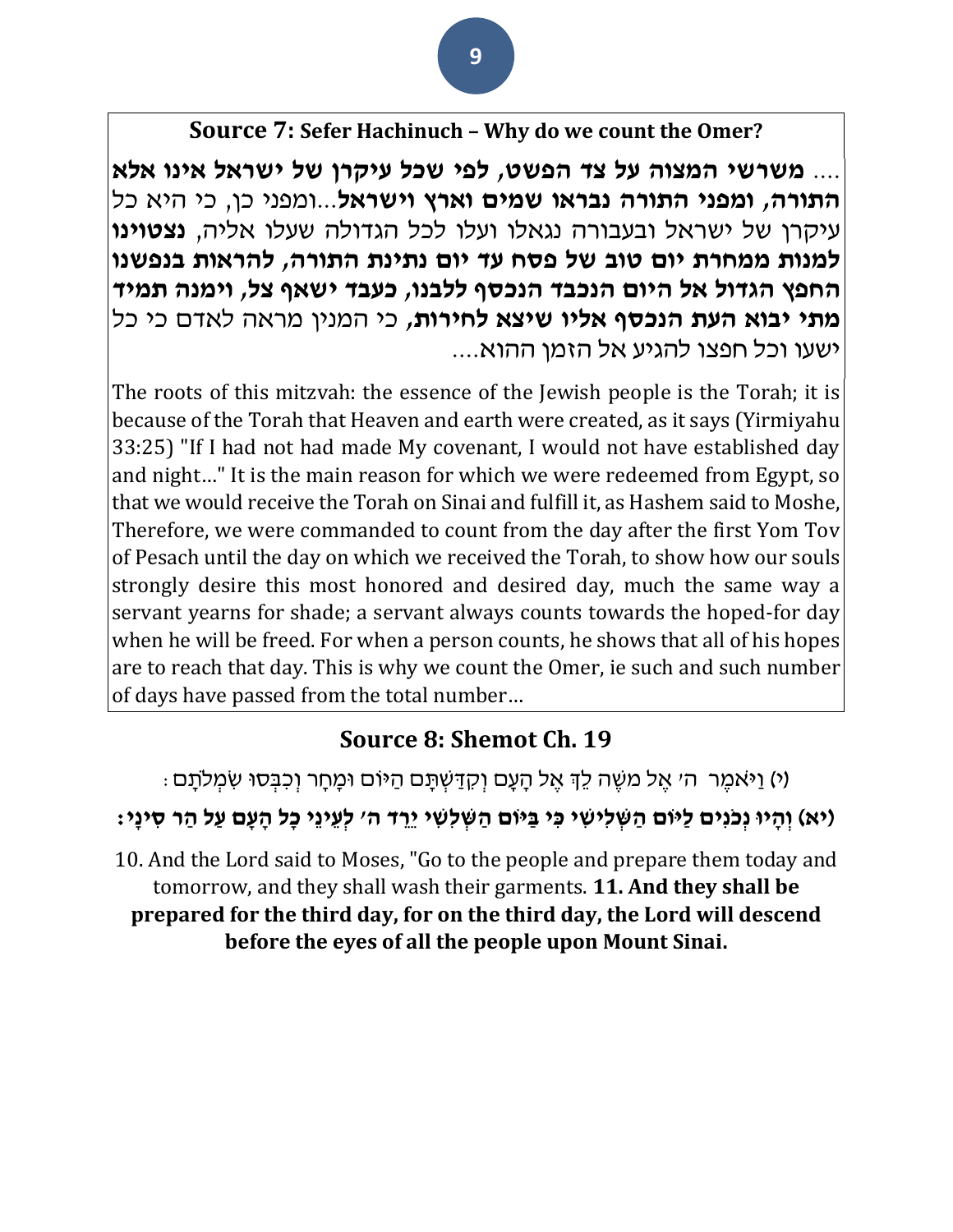## **Source 7:** Sefer Hachinuch – Why do we count the Omer?

.... **משרשי המצוה על צד הפשט, לפי שכל עיקרן של ישראל אינו אלא התורה, ומפני התורה נבראו שמים וארץ וישראל**...ומפני כן, כי היא כל עיקרן של ישראל ובעבורה נגאלו ועלו לכל הגדולה שעלו אליה, **נצטוינו למנות ממחרת יום טוב של פסח עד יום נתינת התורה, להראות בנפשנו החפץ הגדול אל היום הנכבד הנכסף ללבנו, כעבד ישאף צל, וימנה תמיד מתי יבוא העת הנכסף אליו שיצא לחירות**, כי המנין מראה לאדם כי כל ישעו וכל חפצו להגיע אל הזמן ההוא....

The roots of this mitzvah: the essence of the Jewish people is the Torah; it is because of the Torah that Heaven and earth were created, as it says (Yirmiyahu 33:25) "If I had not had made My covenant, I would not have established day and night…" It is the main reason for which we were redeemed from Egypt, so that we would receive the Torah on Sinai and fulfill it, as Hashem said to Moshe, Therefore, we were commanded to count from the day after the first Yom Tov of Pesach until the day on which we received the Torah, to show how our souls strongly desire this most honored and desired day, much the same way a servant yearns for shade; a servant always counts towards the hoped-for day when he will be freed. For when a person counts, he shows that all of his hopes are to reach that day. This is why we count the Omer, ie such and such number of days have passed from the total number…

## **Source 8: Shemot Ch. 19**

(י) וַיֹּאמֶר ה׳ אֶל מֹשֶׁה לֵךְ אֶל הָעָם וְקִדַּשְׁתָּם הַיּוֹם וּמָחָר וְכִבְּסוּ שִׂמְלֹתָם׃

**(יא) וְהָיוּ נְכֹנִים לַיּוֹם הַשְּׁלִישִׁי כִּי בַּיּוֹם הַשְּׁלִשִׁי יֵרֵד ה׳ לְעֵינֵי כָל הָעָם עַל הַר סִינָי׃**

10. And the Lord said to Moses, "Go to the people and prepare them today and tomorrow, and they shall wash their garments. **11. And they shall be prepared for the third day, for on the third day, the Lord will descend before the eyes of all the people upon Mount Sinai.**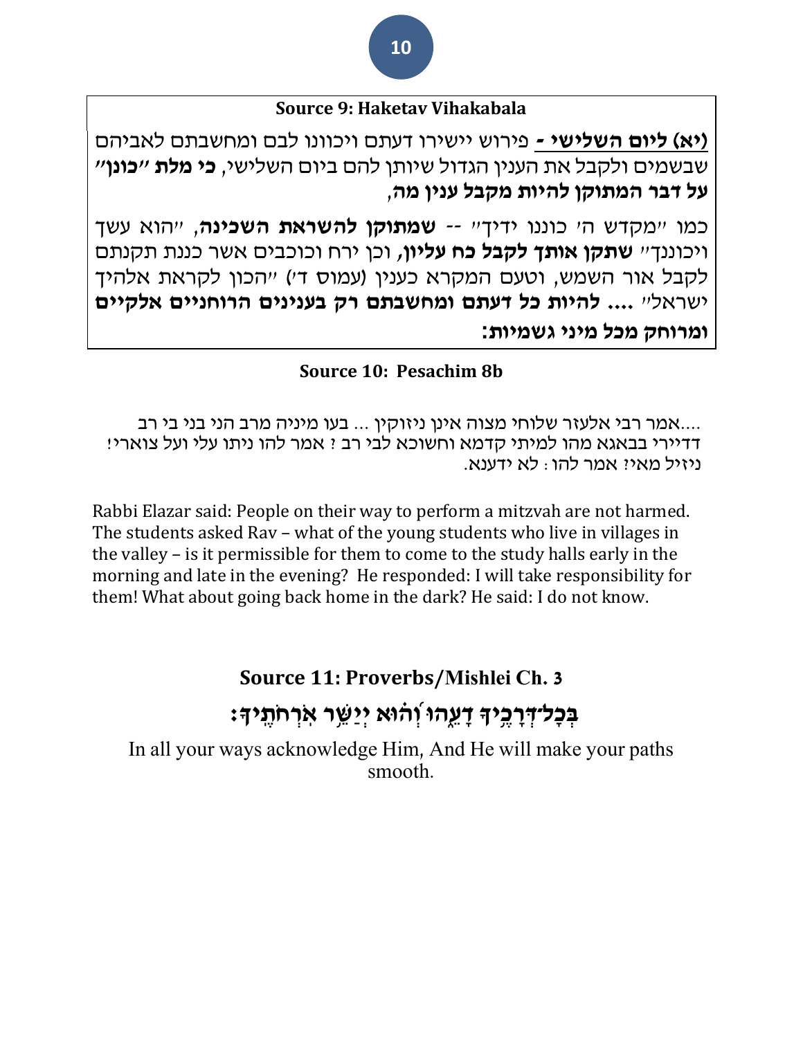### Source 9: Haketav Vihakabala

**(יא) ליום השלישי -** פירוש יישירו דעתם ויכוונו לבם ומחשבתם לאביהם שבשמים ולקבל את הענין הגדול שיותן להם ביום השלישי, **כי מלת "כונן" על דבר המתוקן להיות מקבל ענין מה**,

כמו "מקדש ה' כוננו ידיך" -- **שמתוקן להשראת השכינה**, "הוא עשך ויכוננך" **שתקן אותך לקבל כח עליון**, וכן ירח וכוכבים אשר כננת תקנתם לקבל אור השמש, וטעם המקרא כענין (עמוס ד') "הכון לקראת אלהיך ישראל" **.... להיות כל דעתם ומחשבתם רק בענינים הרוחניים אלקיים ומרוחק מכל מיני גשמיות:**

### Source 10: Pesachim 8b

....אמר רבי אלעזר שלוחי מצוה אינן ניזוקין ... בעו מיניה מרב הני בני בי רב דדיירי בבאגא מהו למיתי קדמא וחשוכא לבי רב ? אמר להו ניתו עלי ועל צוארי! ניזיל מאי? אמר להו : לא ידענא.

Rabbi Elazar said: People on their way to perform a mitzvah are not harmed. The students asked Rav – what of the young students who live in villages in the valley – is it permissible for them to come to the study halls early in the morning and late in the evening? He responded: I will take responsibility for them! What about going back home in the dark? He said: I do not know.

### Source 11: Proverbs/Mishlei Ch. 3

**בְּכָל־דְּרָכֶ֥יךָ דָעֵ֑הוּ וְ֝ה֗וּא יְיַשֵּׁ֥ר אֹרְחֹתֶֽיךָ׃**

In all your ways acknowledge Him, And He will make your paths smooth.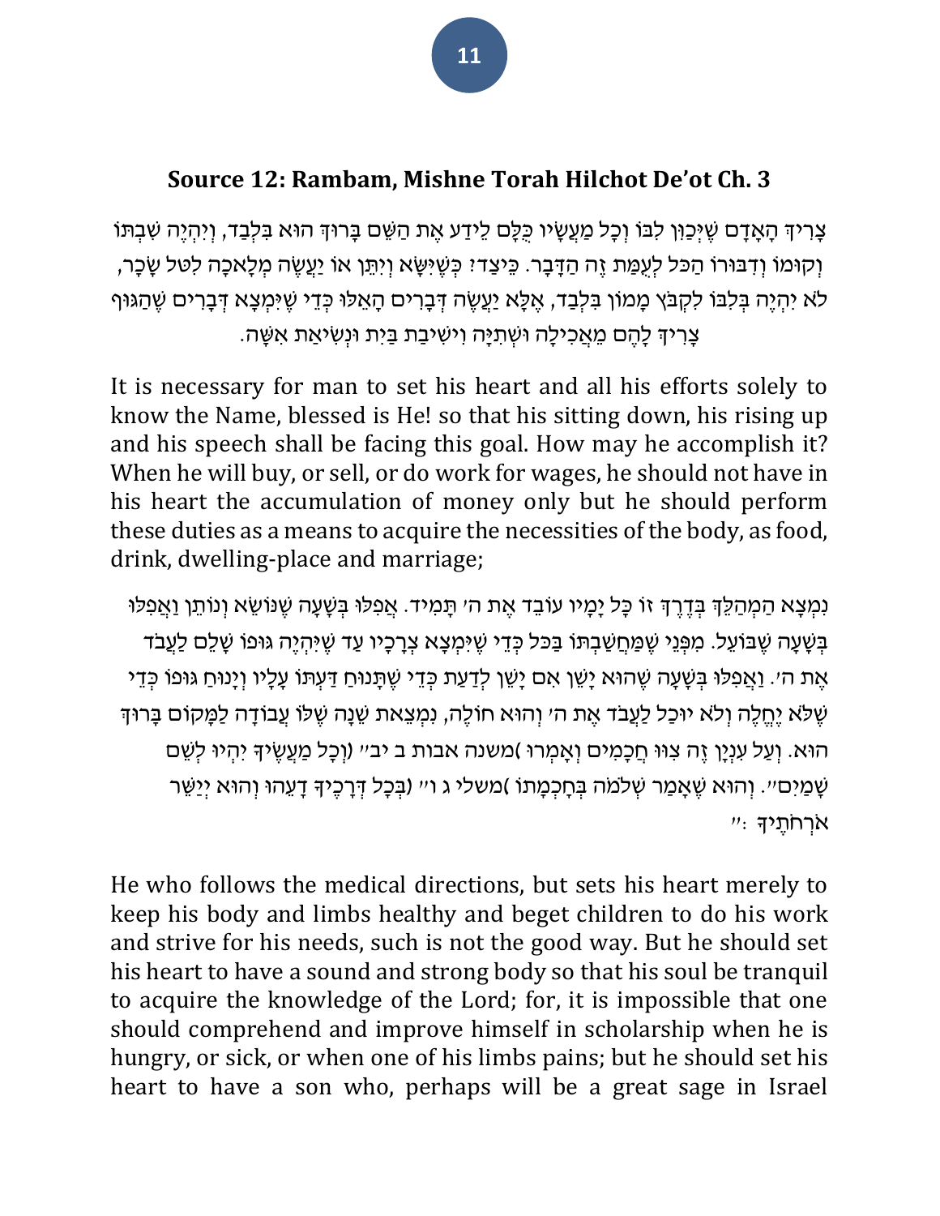## Source 12: Rambam, Mishne Torah Hilchot De'ot Ch. 3

צָרִיךְ הָאָדָם שֶׁיְּכַוֵּן לִבּוֹ וְכָל מַעֲשָׂיו כֻּלָּם לֵידַע אֶת הַשֵּׁם בָּרוּךְ הוּא בִּלְבַד, וְיִהְיֶה שִׁבְתּוֹ וְקוּמוֹ וְדִבּוּרוֹ הַכּל לְעֻמַּת זֶה הַדָּבָר. כֵּיצַד? כְּשֶׁיִּשָּׂא וְיִתֵּן אוֹ יַעֲשֶׂה מְלָאכָה לִטּל שָׂכָר, לֹא יִהְיֶה בְּלִבּוֹ לְקַבֵּץ מָמוֹן בִּלְבַד, אֶלָּא יַעֲשֶׂה דְּבָרִים הָאֵלּוּ כְּדֵי שֶׁיִּמְצָא דְּבָרִים שֶׁהַגּוּף צָרִיךְ לָהֶם מֵאֲכִילָה וּשְׁתִיָּה וִישִׁיבַת בַּיִת וּנְשִׂיאַת אִשָּׁה.

It is necessary for man to set his heart and all his efforts solely to know the Name, blessed is He! so that his sitting down, his rising up and his speech shall be facing this goal. How may he accomplish it? When he will buy, or sell, or do work for wages, he should not have in his heart the accumulation of money only but he should perform these duties as a means to acquire the necessities of the body, as food, drink, dwelling-place and marriage;

נִמְצָא הַמְהַלֵּךְ בְּדֶרֶךְ זוֹ כָּל יָמָיו עוֹבֵד אֶת ה' תָּמִיד. אֲפִלּוּ בְּשָׁעָה שֶׁנּוֹשֵׂא וְנוֹתֵן וַאֲפִלּוּ בְּשָׁעָה שֶׁבּוֹעֵל. מִפְּנֵי שֶׁמַּחֲשַׁבְתּוֹ בַּכּל כְּדֵי שֶׁיִּמְצָא צְרָכָיו עַד שֶׁיִּהְיֶה גּוּפוֹ שָׁלֵם לַעֲבֹד אֶת ה'. וַאֲפִלּוּ בְּשָׁעָה שֶׁהוּא יָשֵׁן אִם יָשֵׁן לְדַעַת כְּדֵי שֶׁתָּנוּחַ דַּעְתּוֹ עָלָיו וְיָנוּחַ גּוּפוֹ כְּדֵי שֶׁלֹּא יֶחֱלֶה וְלֹא יוּכַל לַעֲבֹד אֶת ה' וְהוּא חוֹלֶה, נִמְצֵאת שֵׁנָה שֶׁלּוֹ עֲבוֹדָה לַמָּקוֹם בָּרוּךְ הוּא. וְעַל עִנְיָן זֶה צִוּוּ חֲכָמִים וְאָמְרוּ )משנה אבות ב יב" (וְכָל מַעֲשֶׂיךָ יִהְיוּ לְשֵׁם שָׁמַיִם". וְהוּא שֶׁאָמַר שְׁלֹמֹה בְּחָכְמָתוֹ )משלי ג ו" (בְּכָל דְּרָכֶיךָ דָעֵהוּ וְהוּא יְיַשֵּׁר אֹרְחֹתֶיךָ :"

He who follows the medical directions, but sets his heart merely to keep his body and limbs healthy and beget children to do his work and strive for his needs, such is not the good way. But he should set his heart to have a sound and strong body so that his soul be tranquil to acquire the knowledge of the Lord; for, it is impossible that one should comprehend and improve himself in scholarship when he is hungry, or sick, or when one of his limbs pains; but he should set his heart to have a son who, perhaps will be a great sage in Israel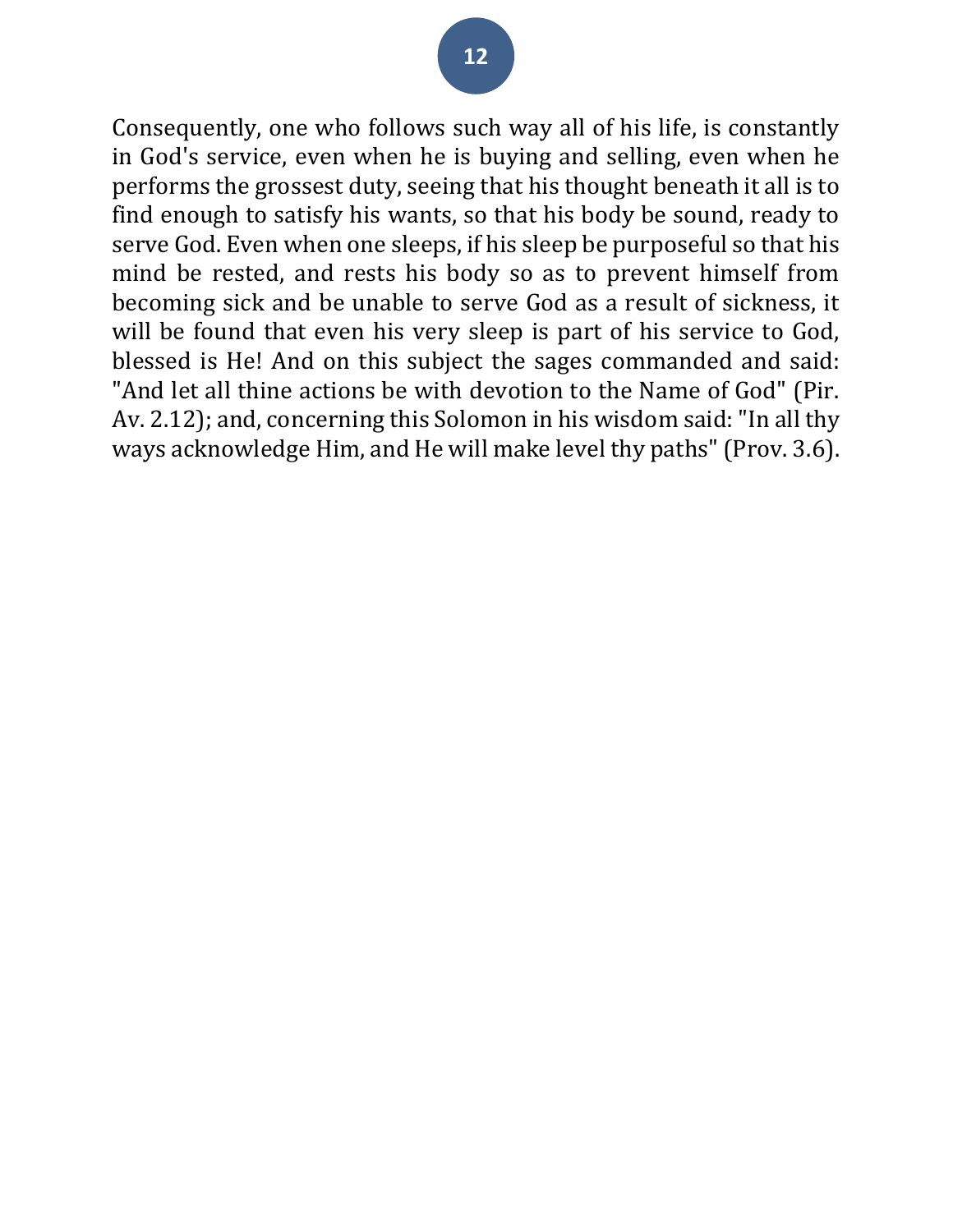Consequently, one who follows such way all of his life, is constantly in God's service, even when he is buying and selling, even when he performs the grossest duty, seeing that his thought beneath it all is to find enough to satisfy his wants, so that his body be sound, ready to serve God. Even when one sleeps, if his sleep be purposeful so that his mind be rested, and rests his body so as to prevent himself from becoming sick and be unable to serve God as a result of sickness, it will be found that even his very sleep is part of his service to God, blessed is He! And on this subject the sages commanded and said: "And let all thine actions be with devotion to the Name of God" (Pir. Av. 2.12); and, concerning this Solomon in his wisdom said: "In all thy ways acknowledge Him, and He will make level thy paths" (Prov. 3.6).